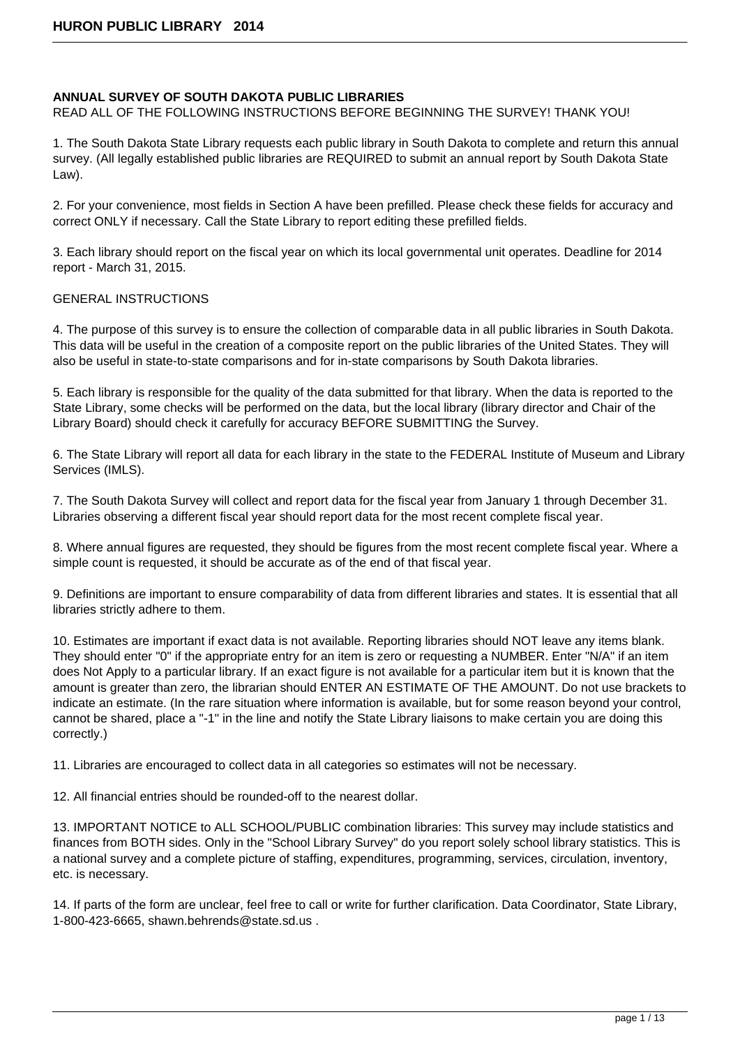## ANNUAL SURVEY OF SOUTH DAKOTA PUBLIC LIBRARIES

READ ALL OF THE FOLLOWING INSTRUCTIONS BEFORE BEGINNING THE SURVEY! THANK YOU!

1. The South Dakota State Library requests each public library in South Dakota to complete and return this annual survey. (All legally established public libraries are REQUIRED to submit an annual report by South Dakota State Law).

2. For your convenience, most fields in Section A have been prefilled. Please check these fields for accuracy and correct ONLY if necessary. Call the State Library to report editing these prefilled fields.

3. Each library should report on the fiscal year on which its local governmental unit operates. Deadline for 2014 report - March 31, 2015.

GENERAL INSTRUCTIONS

4. The purpose of this survey is to ensure the collection of comparable data in all public libraries in South Dakota. This data will be useful in the creation of a composite report on the public libraries of the United States. They will also be useful in state-to-state comparisons and for in-state comparisons by South Dakota libraries.

5. Each library is responsible for the quality of the data submitted for that library. When the data is reported to the State Library, some checks will be performed on the data, but the local library (library director and Chair of the Library Board) should check it carefully for accuracy BEFORE SUBMITTING the Survey.

6. The State Library will report all data for each library in the state to the FEDERAL Institute of Museum and Library Services (IMLS).

7. The South Dakota Survey will collect and report data for the fiscal year from January 1 through December 31. Libraries observing a different fiscal year should report data for the most recent complete fiscal year.

8. Where annual figures are requested, they should be figures from the most recent complete fiscal year. Where a simple count is requested, it should be accurate as of the end of that fiscal year.

9. Definitions are important to ensure comparability of data from different libraries and states. It is essential that all libraries strictly adhere to them.

10. Estimates are important if exact data is not available. Reporting libraries should NOT leave any items blank. They should enter "0" if the appropriate entry for an item is zero or requesting a NUMBER. Enter "N/A" if an item does Not Apply to a particular library. If an exact figure is not available for a particular item but it is known that the amount is greater than zero, the librarian should ENTER AN ESTIMATE OF THE AMOUNT. Do not use brackets to indicate an estimate. (In the rare situation where information is available, but for some reason beyond your control, cannot be shared, place a "-1" in the line and notify the State Library liaisons to make certain you are doing this correctly.)

11. Libraries are encouraged to collect data in all categories so estimates will not be necessary.

12. All financial entries should be rounded-off to the nearest dollar.

13. IMPORTANT NOTICE to ALL SCHOOL/PUBLIC combination libraries: This survey may include statistics and finances from BOTH sides. Only in the "School Library Survey" do you report solely school library statistics. This is a national survey and a complete picture of staffing, expenditures, programming, services, circulation, inventory, etc. is necessary.

14. If parts of the form are unclear, feel free to call or write for further clarification. Data Coordinator, State Library, 1-800-423-6665, shawn.behrends@state.sd.us .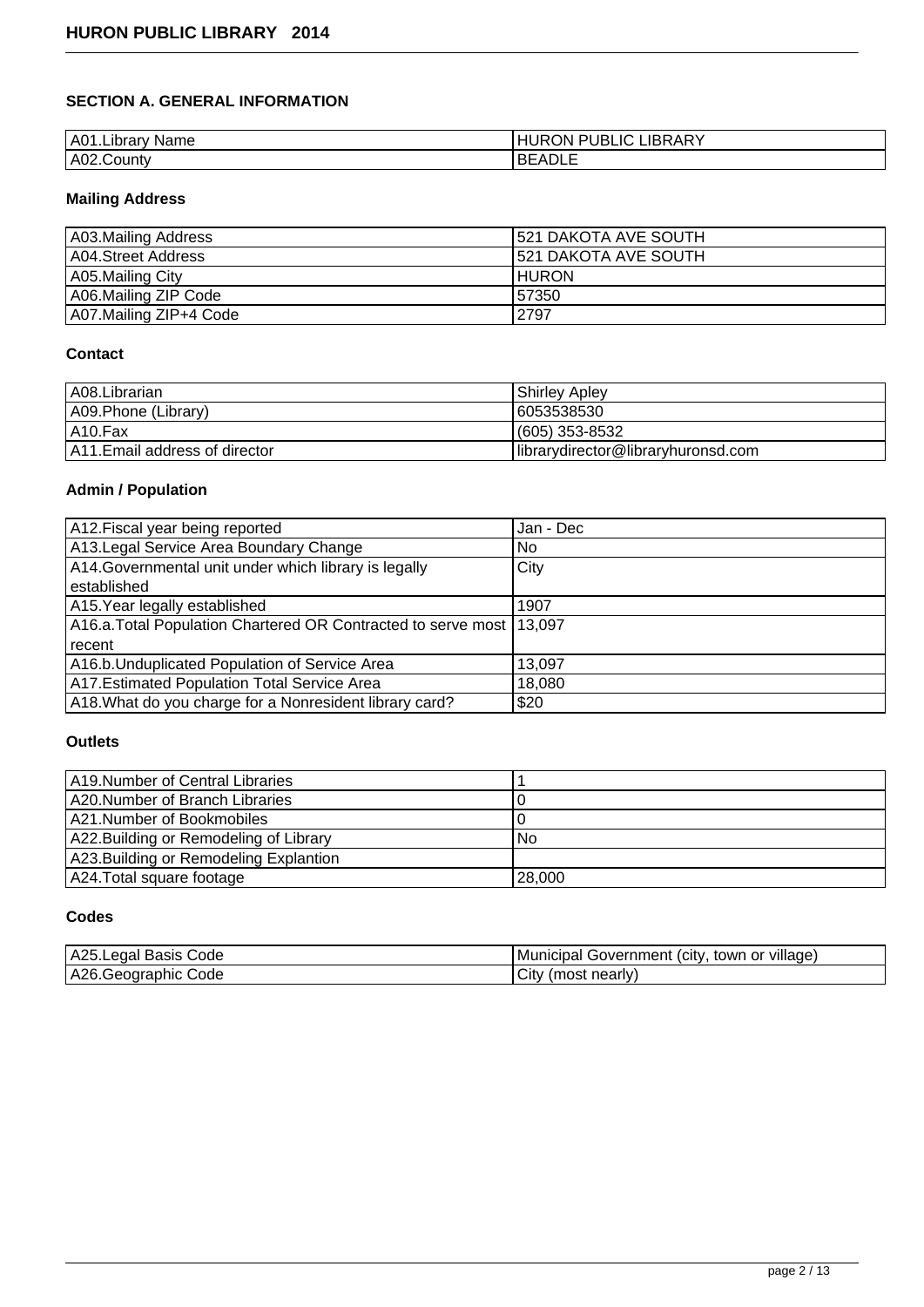## SECTION A. GENERAL INFORMATION

| | |
|---|---|
| A01.Library Name | HURON PUBLIC LIBRARY |
| A02.County | BEADLE |

### Mailing Address

| | |
|---|---|
| A03.Mailing Address | 521 DAKOTA AVE SOUTH |
| A04.Street Address | 521 DAKOTA AVE SOUTH |
| A05.Mailing City | HURON |
| A06.Mailing ZIP Code | 57350 |
| A07.Mailing ZIP+4 Code | 2797 |

### Contact

| | |
|---|---|
| A08.Librarian | Shirley Apley |
| A09.Phone (Library) | 6053538530 |
| A10.Fax | (605) 353-8532 |
| A11.Email address of director | librarydirector@libraryhuronsd.com |

### Admin / Population

| | |
|---|---|
| A12.Fiscal year being reported | Jan - Dec |
| A13.Legal Service Area Boundary Change | No |
| A14.Governmental unit under which library is legally established | City |
| A15.Year legally established | 1907 |
| A16.a.Total Population Chartered OR Contracted to serve most recent | 13,097 |
| A16.b.Unduplicated Population of Service Area | 13,097 |
| A17.Estimated Population Total Service Area | 18,080 |
| A18.What do you charge for a Nonresident library card? | $20 |

### Outlets

| | |
|---|---|
| A19.Number of Central Libraries | 1 |
| A20.Number of Branch Libraries | 0 |
| A21.Number of Bookmobiles | 0 |
| A22.Building or Remodeling of Library | No |
| A23.Building or Remodeling Explantion | |
| A24.Total square footage | 28,000 |

### Codes

| | |
|---|---|
| A25.Legal Basis Code | Municipal Government (city, town or village) |
| A26.Geographic Code | City (most nearly) |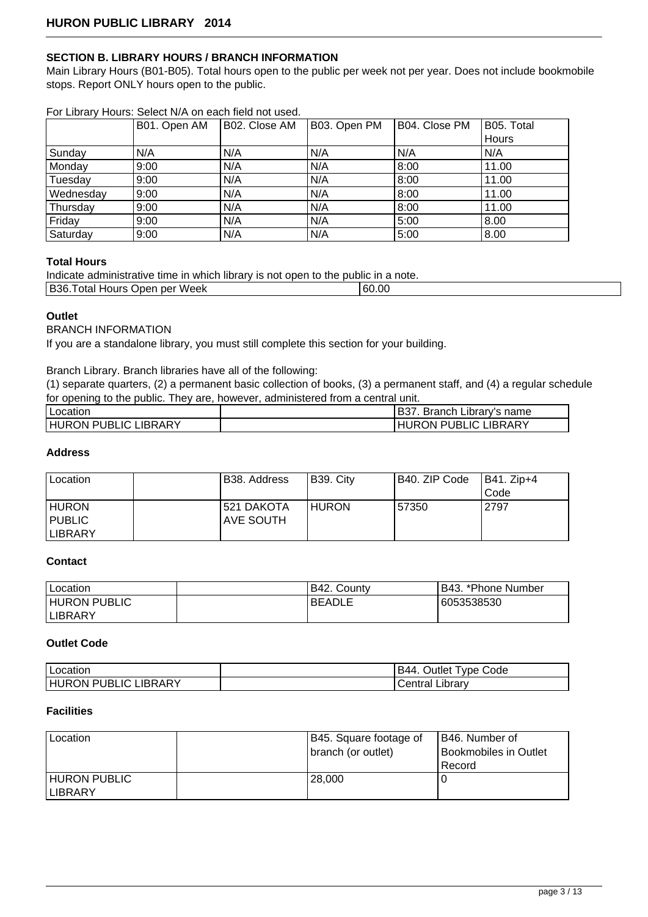## SECTION B. LIBRARY HOURS / BRANCH INFORMATION

Main Library Hours (B01-B05). Total hours open to the public per week not per year. Does not include bookmobile stops. Report ONLY hours open to the public.

For Library Hours: Select N/A on each field not used.

| | B01. Open AM | B02. Close AM | B03. Open PM | B04. Close PM | B05. Total Hours |
|---|---|---|---|---|---|
| Sunday | N/A | N/A | N/A | N/A | N/A |
| Monday | 9:00 | N/A | N/A | 8:00 | 11.00 |
| Tuesday | 9:00 | N/A | N/A | 8:00 | 11.00 |
| Wednesday | 9:00 | N/A | N/A | 8:00 | 11.00 |
| Thursday | 9:00 | N/A | N/A | 8:00 | 11.00 |
| Friday | 9:00 | N/A | N/A | 5:00 | 8.00 |
| Saturday | 9:00 | N/A | N/A | 5:00 | 8.00 |

### Total Hours

Indicate administrative time in which library is not open to the public in a note.

| B36.Total Hours Open per Week | 60.00 |
|---|---|

### Outlet

BRANCH INFORMATION

If you are a standalone library, you must still complete this section for your building.

Branch Library. Branch libraries have all of the following:
(1) separate quarters, (2) a permanent basic collection of books, (3) a permanent staff, and (4) a regular schedule for opening to the public. They are, however, administered from a central unit.

| Location | | B37. Branch Library's name |
|---|---|---|
| HURON PUBLIC LIBRARY | | HURON PUBLIC LIBRARY |

### Address

| Location | | B38. Address | B39. City | B40. ZIP Code | B41. Zip+4 Code |
|---|---|---|---|---|---|
| HURON PUBLIC LIBRARY | | 521 DAKOTA AVE SOUTH | HURON | 57350 | 2797 |

### Contact

| Location | | B42. County | B43. *Phone Number |
|---|---|---|---|
| HURON PUBLIC LIBRARY | | BEADLE | 6053538530 |

### Outlet Code

| Location | | B44. Outlet Type Code |
|---|---|---|
| HURON PUBLIC LIBRARY | | Central Library |

### Facilities

| Location | | B45. Square footage of branch (or outlet) | B46. Number of Bookmobiles in Outlet Record |
|---|---|---|---|
| HURON PUBLIC LIBRARY | | 28,000 | 0 |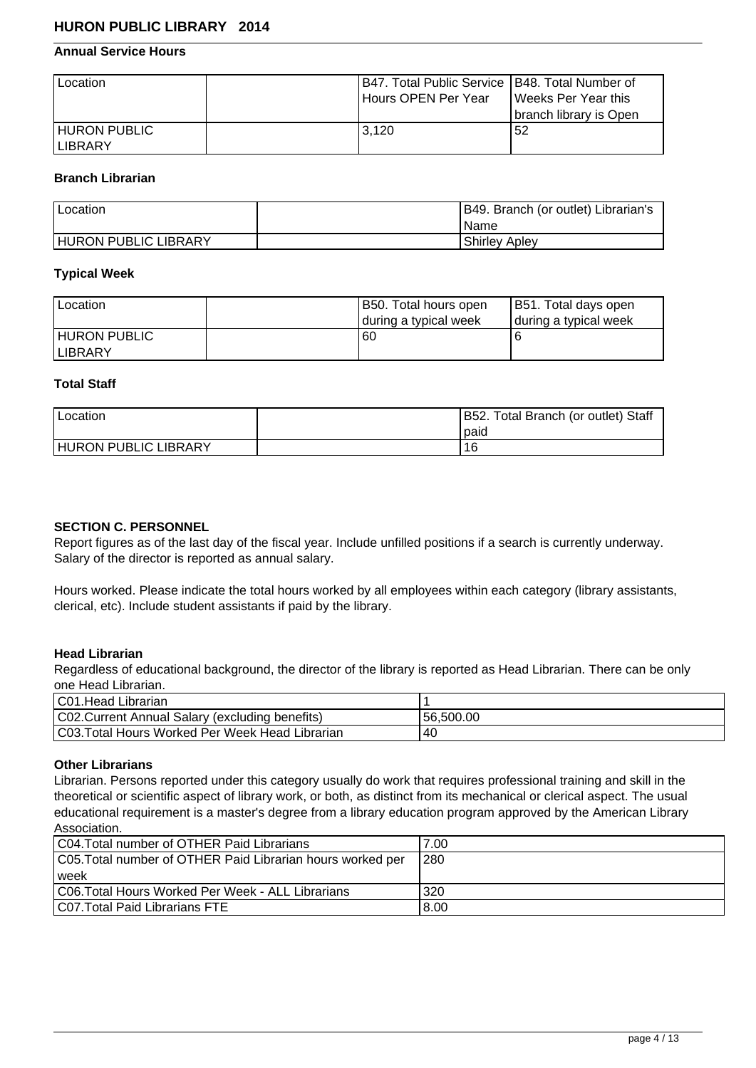# HURON PUBLIC LIBRARY 2014

### Annual Service Hours

| Location | | B47. Total Public Service Hours OPEN Per Year | B48. Total Number of Weeks Per Year this branch library is Open |
|---|---|---|---|
| HURON PUBLIC LIBRARY | | 3,120 | 52 |

### Branch Librarian

| Location | | B49. Branch (or outlet) Librarian's Name |
|---|---|---|
| HURON PUBLIC LIBRARY | | Shirley Apley |

### Typical Week

| Location | | B50. Total hours open during a typical week | B51. Total days open during a typical week |
|---|---|---|---|
| HURON PUBLIC LIBRARY | | 60 | 6 |

### Total Staff

| Location | | B52. Total Branch (or outlet) Staff paid |
|---|---|---|
| HURON PUBLIC LIBRARY | | 16 |

## SECTION C. PERSONNEL

Report figures as of the last day of the fiscal year. Include unfilled positions if a search is currently underway. Salary of the director is reported as annual salary.

Hours worked. Please indicate the total hours worked by all employees within each category (library assistants, clerical, etc). Include student assistants if paid by the library.

### Head Librarian

Regardless of educational background, the director of the library is reported as Head Librarian. There can be only one Head Librarian.

| | |
|---|---|
| C01.Head Librarian | 1 |
| C02.Current Annual Salary (excluding benefits) | 56,500.00 |
| C03.Total Hours Worked Per Week Head Librarian | 40 |

### Other Librarians

Librarian. Persons reported under this category usually do work that requires professional training and skill in the theoretical or scientific aspect of library work, or both, as distinct from its mechanical or clerical aspect. The usual educational requirement is a master's degree from a library education program approved by the American Library Association.

| | |
|---|---|
| C04.Total number of OTHER Paid Librarians | 7.00 |
| C05.Total number of OTHER Paid Librarian hours worked per week | 280 |
| C06.Total Hours Worked Per Week - ALL Librarians | 320 |
| C07.Total Paid Librarians FTE | 8.00 |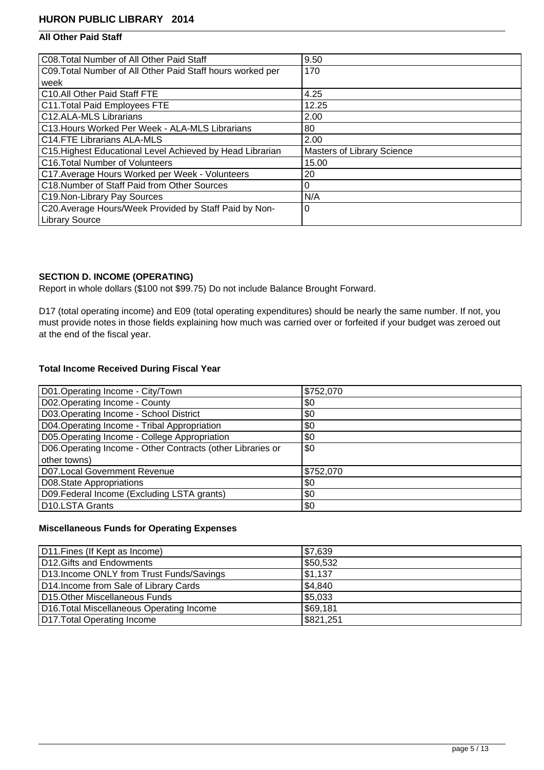## All Other Paid Staff

| | |
|---|---|
| C08.Total Number of All Other Paid Staff | 9.50 |
| C09.Total Number of All Other Paid Staff hours worked per week | 170 |
| C10.All Other Paid Staff FTE | 4.25 |
| C11.Total Paid Employees FTE | 12.25 |
| C12.ALA-MLS Librarians | 2.00 |
| C13.Hours Worked Per Week - ALA-MLS Librarians | 80 |
| C14.FTE Librarians ALA-MLS | 2.00 |
| C15.Highest Educational Level Achieved by Head Librarian | Masters of Library Science |
| C16.Total Number of Volunteers | 15.00 |
| C17.Average Hours Worked per Week - Volunteers | 20 |
| C18.Number of Staff Paid from Other Sources | 0 |
| C19.Non-Library Pay Sources | N/A |
| C20.Average Hours/Week Provided by Staff Paid by Non-Library Source | 0 |

## SECTION D. INCOME (OPERATING)

Report in whole dollars ($100 not $99.75) Do not include Balance Brought Forward.

D17 (total operating income) and E09 (total operating expenditures) should be nearly the same number. If not, you must provide notes in those fields explaining how much was carried over or forfeited if your budget was zeroed out at the end of the fiscal year.

### Total Income Received During Fiscal Year

| | |
|---|---|
| D01.Operating Income - City/Town | $752,070 |
| D02.Operating Income - County | $0 |
| D03.Operating Income - School District | $0 |
| D04.Operating Income - Tribal Appropriation | $0 |
| D05.Operating Income - College Appropriation | $0 |
| D06.Operating Income - Other Contracts (other Libraries or other towns) | $0 |
| D07.Local Government Revenue | $752,070 |
| D08.State Appropriations | $0 |
| D09.Federal Income (Excluding LSTA grants) | $0 |
| D10.LSTA Grants | $0 |

### Miscellaneous Funds for Operating Expenses

| | |
|---|---|
| D11.Fines (If Kept as Income) | $7,639 |
| D12.Gifts and Endowments | $50,532 |
| D13.Income ONLY from Trust Funds/Savings | $1,137 |
| D14.Income from Sale of Library Cards | $4,840 |
| D15.Other Miscellaneous Funds | $5,033 |
| D16.Total Miscellaneous Operating Income | $69,181 |
| D17.Total Operating Income | $821,251 |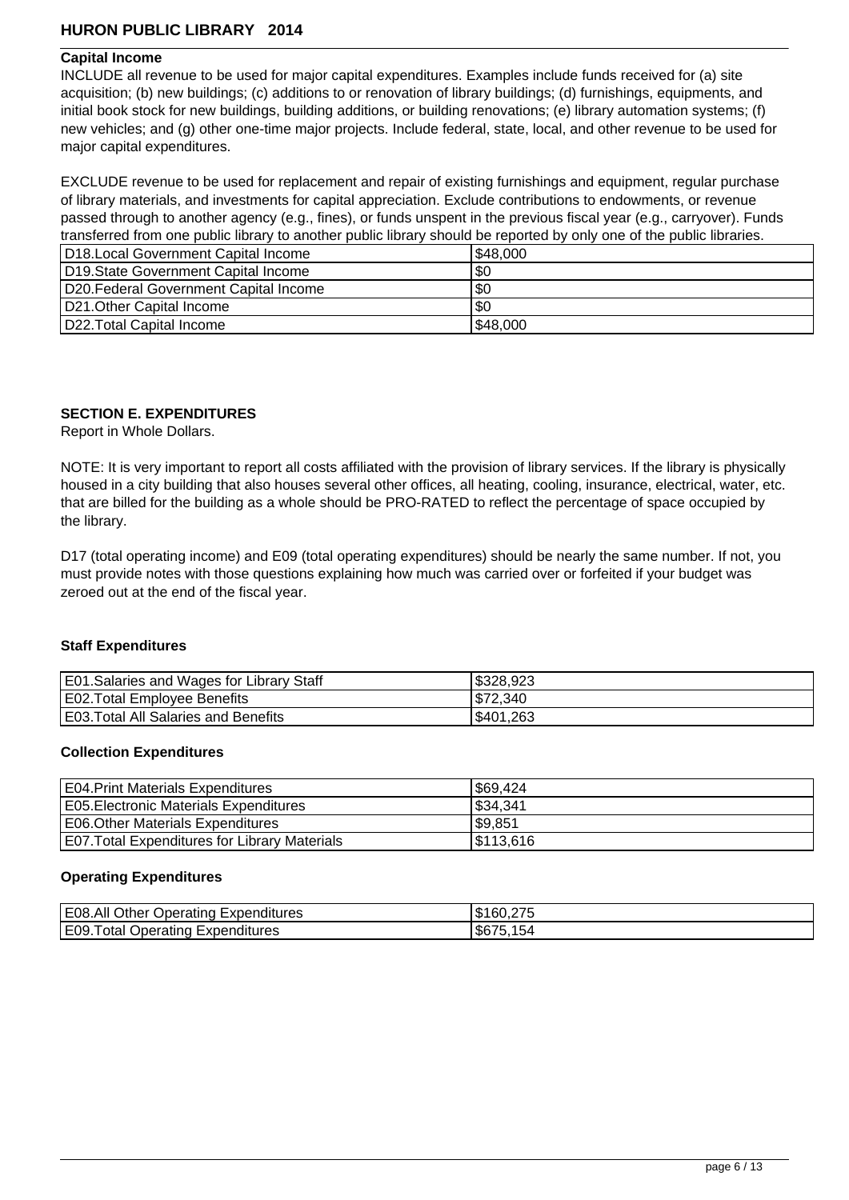### Capital Income

INCLUDE all revenue to be used for major capital expenditures. Examples include funds received for (a) site acquisition; (b) new buildings; (c) additions to or renovation of library buildings; (d) furnishings, equipments, and initial book stock for new buildings, building additions, or building renovations; (e) library automation systems; (f) new vehicles; and (g) other one-time major projects. Include federal, state, local, and other revenue to be used for major capital expenditures.

EXCLUDE revenue to be used for replacement and repair of existing furnishings and equipment, regular purchase of library materials, and investments for capital appreciation. Exclude contributions to endowments, or revenue passed through to another agency (e.g., fines), or funds unspent in the previous fiscal year (e.g., carryover). Funds transferred from one public library to another public library should be reported by only one of the public libraries.

| | |
|---|---|
| D18.Local Government Capital Income | $48,000 |
| D19.State Government Capital Income | $0 |
| D20.Federal Government Capital Income | $0 |
| D21.Other Capital Income | $0 |
| D22.Total Capital Income | $48,000 |

## SECTION E. EXPENDITURES

Report in Whole Dollars.

NOTE: It is very important to report all costs affiliated with the provision of library services. If the library is physically housed in a city building that also houses several other offices, all heating, cooling, insurance, electrical, water, etc. that are billed for the building as a whole should be PRO-RATED to reflect the percentage of space occupied by the library.

D17 (total operating income) and E09 (total operating expenditures) should be nearly the same number. If not, you must provide notes with those questions explaining how much was carried over or forfeited if your budget was zeroed out at the end of the fiscal year.

### Staff Expenditures

| | |
|---|---|
| E01.Salaries and Wages for Library Staff | $328,923 |
| E02.Total Employee Benefits | $72,340 |
| E03.Total All Salaries and Benefits | $401,263 |

### Collection Expenditures

| | |
|---|---|
| E04.Print Materials Expenditures | $69,424 |
| E05.Electronic Materials Expenditures | $34,341 |
| E06.Other Materials Expenditures | $9,851 |
| E07.Total Expenditures for Library Materials | $113,616 |

### Operating Expenditures

| | |
|---|---|
| E08.All Other Operating Expenditures | $160,275 |
| E09.Total Operating Expenditures | $675,154 |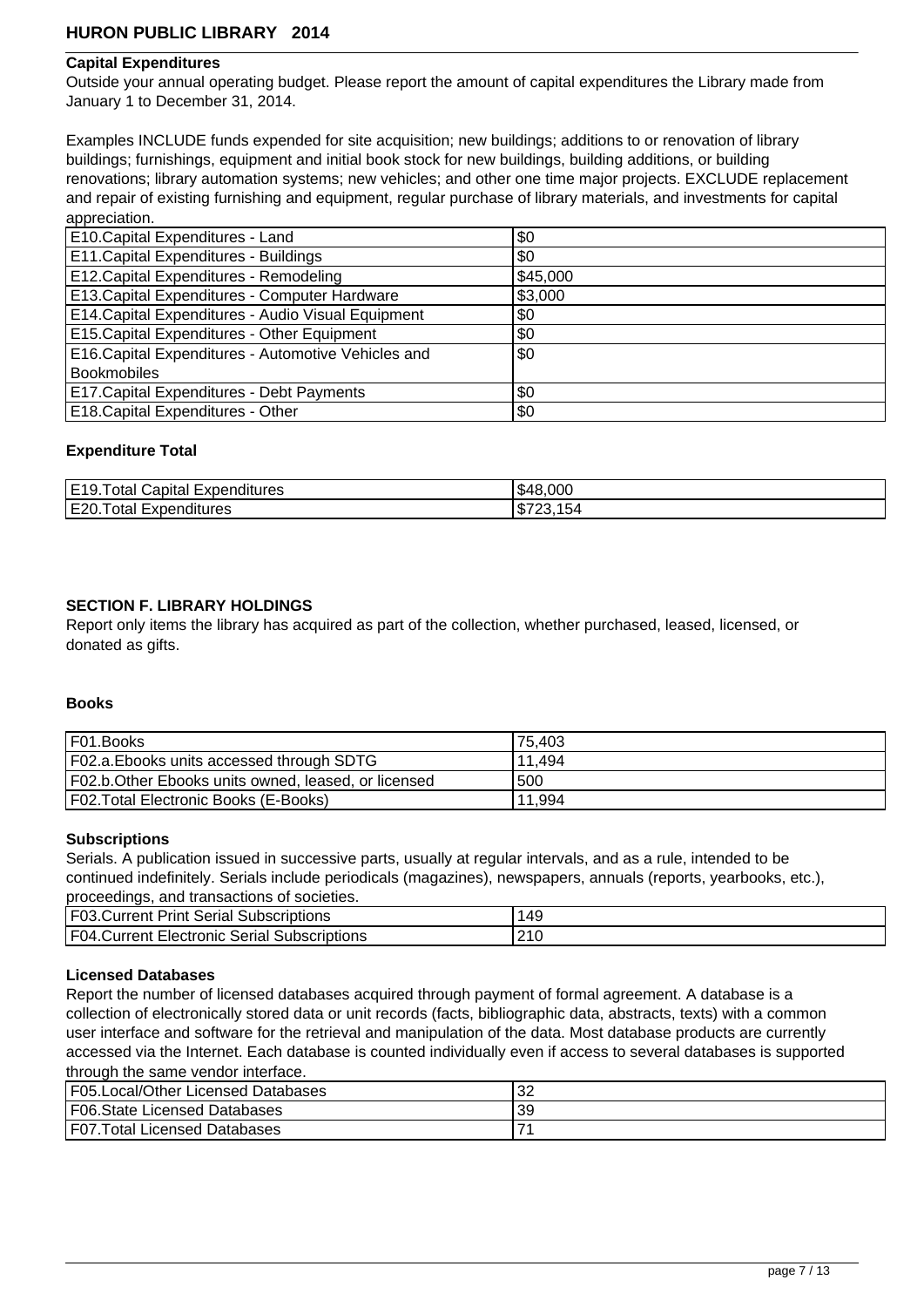### Capital Expenditures

Outside your annual operating budget. Please report the amount of capital expenditures the Library made from January 1 to December 31, 2014.

Examples INCLUDE funds expended for site acquisition; new buildings; additions to or renovation of library buildings; furnishings, equipment and initial book stock for new buildings, building additions, or building renovations; library automation systems; new vehicles; and other one time major projects. EXCLUDE replacement and repair of existing furnishing and equipment, regular purchase of library materials, and investments for capital appreciation.

| | |
|---|---|
| E10.Capital Expenditures - Land | $0 |
| E11.Capital Expenditures - Buildings | $0 |
| E12.Capital Expenditures - Remodeling | $45,000 |
| E13.Capital Expenditures - Computer Hardware | $3,000 |
| E14.Capital Expenditures - Audio Visual Equipment | $0 |
| E15.Capital Expenditures - Other Equipment | $0 |
| E16.Capital Expenditures - Automotive Vehicles and Bookmobiles | $0 |
| E17.Capital Expenditures - Debt Payments | $0 |
| E18.Capital Expenditures - Other | $0 |

### Expenditure Total

| | |
|---|---|
| E19.Total Capital Expenditures | $48,000 |
| E20.Total Expenditures | $723,154 |

## SECTION F. LIBRARY HOLDINGS

Report only items the library has acquired as part of the collection, whether purchased, leased, licensed, or donated as gifts.

### Books

| | |
|---|---|
| F01.Books | 75,403 |
| F02.a.Ebooks units accessed through SDTG | 11,494 |
| F02.b.Other Ebooks units owned, leased, or licensed | 500 |
| F02.Total Electronic Books (E-Books) | 11,994 |

### Subscriptions

Serials. A publication issued in successive parts, usually at regular intervals, and as a rule, intended to be continued indefinitely. Serials include periodicals (magazines), newspapers, annuals (reports, yearbooks, etc.), proceedings, and transactions of societies.

| | |
|---|---|
| F03.Current Print Serial Subscriptions | 149 |
| F04.Current Electronic Serial Subscriptions | 210 |

### Licensed Databases

Report the number of licensed databases acquired through payment of formal agreement. A database is a collection of electronically stored data or unit records (facts, bibliographic data, abstracts, texts) with a common user interface and software for the retrieval and manipulation of the data. Most database products are currently accessed via the Internet. Each database is counted individually even if access to several databases is supported through the same vendor interface.

| | |
|---|---|
| F05.Local/Other Licensed Databases | 32 |
| F06.State Licensed Databases | 39 |
| F07.Total Licensed Databases | 71 |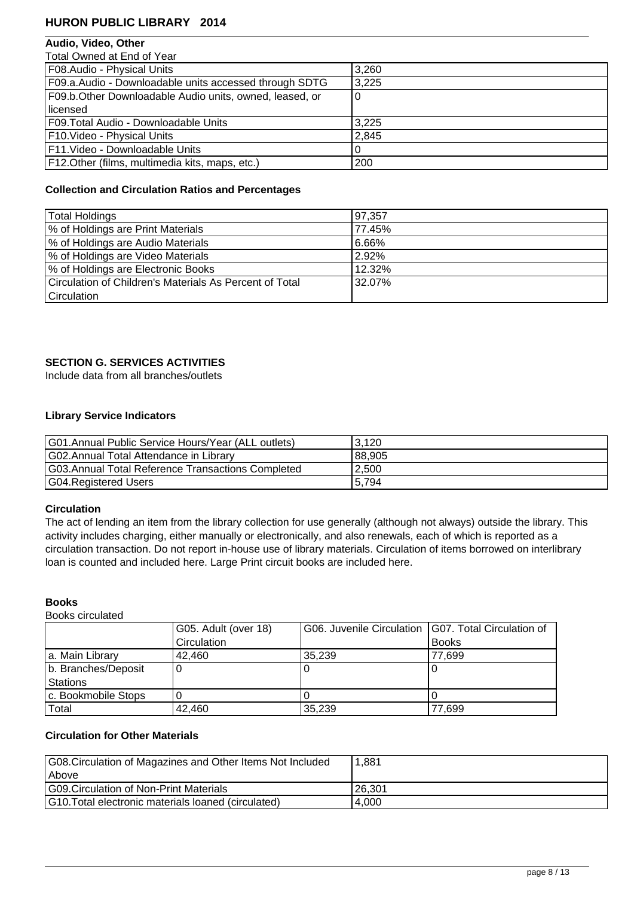**Audio, Video, Other**

Total Owned at End of Year

| | |
|---|---|
| F08.Audio - Physical Units | 3,260 |
| F09.a.Audio - Downloadable units accessed through SDTG | 3,225 |
| F09.b.Other Downloadable Audio units, owned, leased, or licensed | 0 |
| F09.Total Audio - Downloadable Units | 3,225 |
| F10.Video - Physical Units | 2,845 |
| F11.Video - Downloadable Units | 0 |
| F12.Other (films, multimedia kits, maps, etc.) | 200 |

**Collection and Circulation Ratios and Percentages**

| | |
|---|---|
| Total Holdings | 97,357 |
| % of Holdings are Print Materials | 77.45% |
| % of Holdings are Audio Materials | 6.66% |
| % of Holdings are Video Materials | 2.92% |
| % of Holdings are Electronic Books | 12.32% |
| Circulation of Children's Materials As Percent of Total Circulation | 32.07% |

**SECTION G. SERVICES ACTIVITIES**

Include data from all branches/outlets

**Library Service Indicators**

| | |
|---|---|
| G01.Annual Public Service Hours/Year (ALL outlets) | 3,120 |
| G02.Annual Total Attendance in Library | 88,905 |
| G03.Annual Total Reference Transactions Completed | 2,500 |
| G04.Registered Users | 5,794 |

**Circulation**

The act of lending an item from the library collection for use generally (although not always) outside the library. This activity includes charging, either manually or electronically, and also renewals, each of which is reported as a circulation transaction. Do not report in-house use of library materials. Circulation of items borrowed on interlibrary loan is counted and included here. Large Print circuit books are included here.

**Books**

Books circulated

| | G05. Adult (over 18) Circulation | G06. Juvenile Circulation | G07. Total Circulation of Books |
|---|---|---|---|
| a. Main Library | 42,460 | 35,239 | 77,699 |
| b. Branches/Deposit Stations | 0 | 0 | 0 |
| c. Bookmobile Stops | 0 | 0 | 0 |
| Total | 42,460 | 35,239 | 77,699 |

**Circulation for Other Materials**

| | |
|---|---|
| G08.Circulation of Magazines and Other Items Not Included Above | 1,881 |
| G09.Circulation of Non-Print Materials | 26,301 |
| G10.Total electronic materials loaned (circulated) | 4,000 |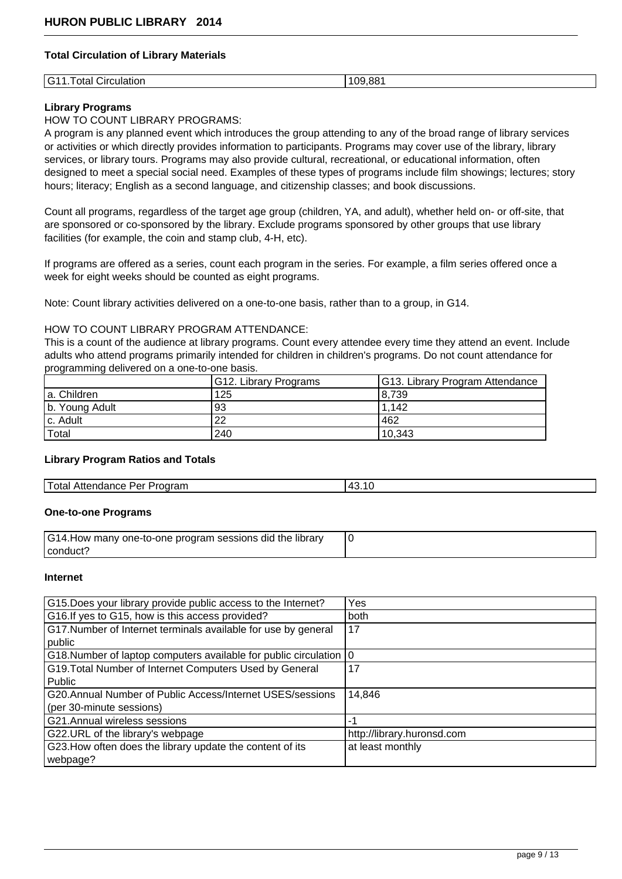### Total Circulation of Library Materials

| | |
|---|---|
| G11.Total Circulation | 109,881 |

### Library Programs

HOW TO COUNT LIBRARY PROGRAMS:

A program is any planned event which introduces the group attending to any of the broad range of library services or activities or which directly provides information to participants. Programs may cover use of the library, library services, or library tours. Programs may also provide cultural, recreational, or educational information, often designed to meet a special social need. Examples of these types of programs include film showings; lectures; story hours; literacy; English as a second language, and citizenship classes; and book discussions.

Count all programs, regardless of the target age group (children, YA, and adult), whether held on- or off-site, that are sponsored or co-sponsored by the library. Exclude programs sponsored by other groups that use library facilities (for example, the coin and stamp club, 4-H, etc).

If programs are offered as a series, count each program in the series. For example, a film series offered once a week for eight weeks should be counted as eight programs.

Note: Count library activities delivered on a one-to-one basis, rather than to a group, in G14.

HOW TO COUNT LIBRARY PROGRAM ATTENDANCE:

This is a count of the audience at library programs. Count every attendee every time they attend an event. Include adults who attend programs primarily intended for children in children's programs. Do not count attendance for programming delivered on a one-to-one basis.

| | G12. Library Programs | G13. Library Program Attendance |
|---|---|---|
| a. Children | 125 | 8,739 |
| b. Young Adult | 93 | 1,142 |
| c. Adult | 22 | 462 |
| Total | 240 | 10,343 |

### Library Program Ratios and Totals

| | |
|---|---|
| Total Attendance Per Program | 43.10 |

### One-to-one Programs

| | |
|---|---|
| G14.How many one-to-one program sessions did the library conduct? | 0 |

### Internet

| | |
|---|---|
| G15.Does your library provide public access to the Internet? | Yes |
| G16.If yes to G15, how is this access provided? | both |
| G17.Number of Internet terminals available for use by general public | 17 |
| G18.Number of laptop computers available for public circulation | 0 |
| G19.Total Number of Internet Computers Used by General Public | 17 |
| G20.Annual Number of Public Access/Internet USES/sessions (per 30-minute sessions) | 14,846 |
| G21.Annual wireless sessions | -1 |
| G22.URL of the library's webpage | http://library.huronsd.com |
| G23.How often does the library update the content of its webpage? | at least monthly |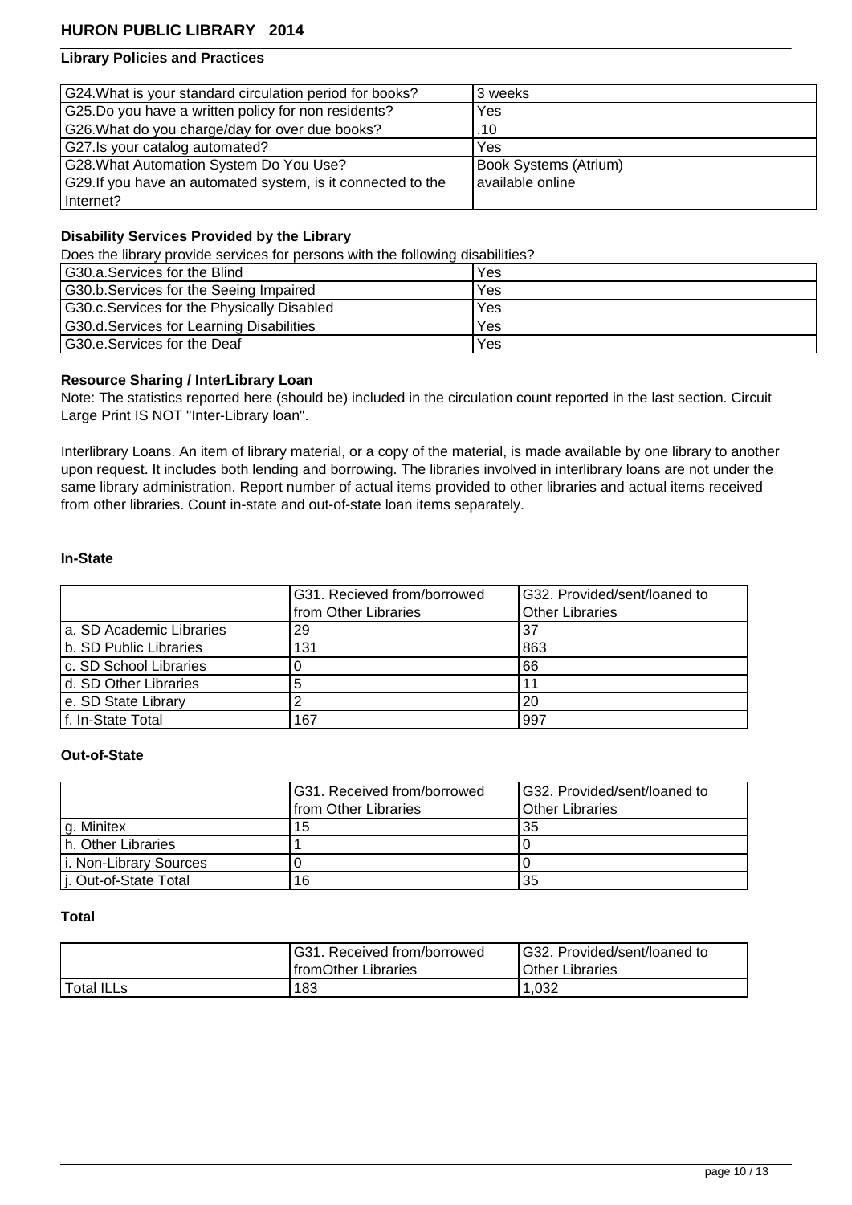## Library Policies and Practices

| | |
|---|---|
| G24.What is your standard circulation period for books? | 3 weeks |
| G25.Do you have a written policy for non residents? | Yes |
| G26.What do you charge/day for over due books? | .10 |
| G27.Is your catalog automated? | Yes |
| G28.What Automation System Do You Use? | Book Systems (Atrium) |
| G29.If you have an automated system, is it connected to the Internet? | available online |

## Disability Services Provided by the Library

Does the library provide services for persons with the following disabilities?

| | |
|---|---|
| G30.a.Services for the Blind | Yes |
| G30.b.Services for the Seeing Impaired | Yes |
| G30.c.Services for the Physically Disabled | Yes |
| G30.d.Services for Learning Disabilities | Yes |
| G30.e.Services for the Deaf | Yes |

## Resource Sharing / InterLibrary Loan

Note: The statistics reported here (should be) included in the circulation count reported in the last section. Circuit Large Print IS NOT "Inter-Library loan".

Interlibrary Loans. An item of library material, or a copy of the material, is made available by one library to another upon request. It includes both lending and borrowing. The libraries involved in interlibrary loans are not under the same library administration. Report number of actual items provided to other libraries and actual items received from other libraries. Count in-state and out-of-state loan items separately.

### In-State

| | G31. Recieved from/borrowed from Other Libraries | G32. Provided/sent/loaned to Other Libraries |
|---|---|---|
| a. SD Academic Libraries | 29 | 37 |
| b. SD Public Libraries | 131 | 863 |
| c. SD School Libraries | 0 | 66 |
| d. SD Other Libraries | 5 | 11 |
| e. SD State Library | 2 | 20 |
| f. In-State Total | 167 | 997 |

### Out-of-State

| | G31. Received from/borrowed from Other Libraries | G32. Provided/sent/loaned to Other Libraries |
|---|---|---|
| g. Minitex | 15 | 35 |
| h. Other Libraries | 1 | 0 |
| i. Non-Library Sources | 0 | 0 |
| j. Out-of-State Total | 16 | 35 |

### Total

| | G31. Received from/borrowed fromOther Libraries | G32. Provided/sent/loaned to Other Libraries |
|---|---|---|
| Total ILLs | 183 | 1,032 |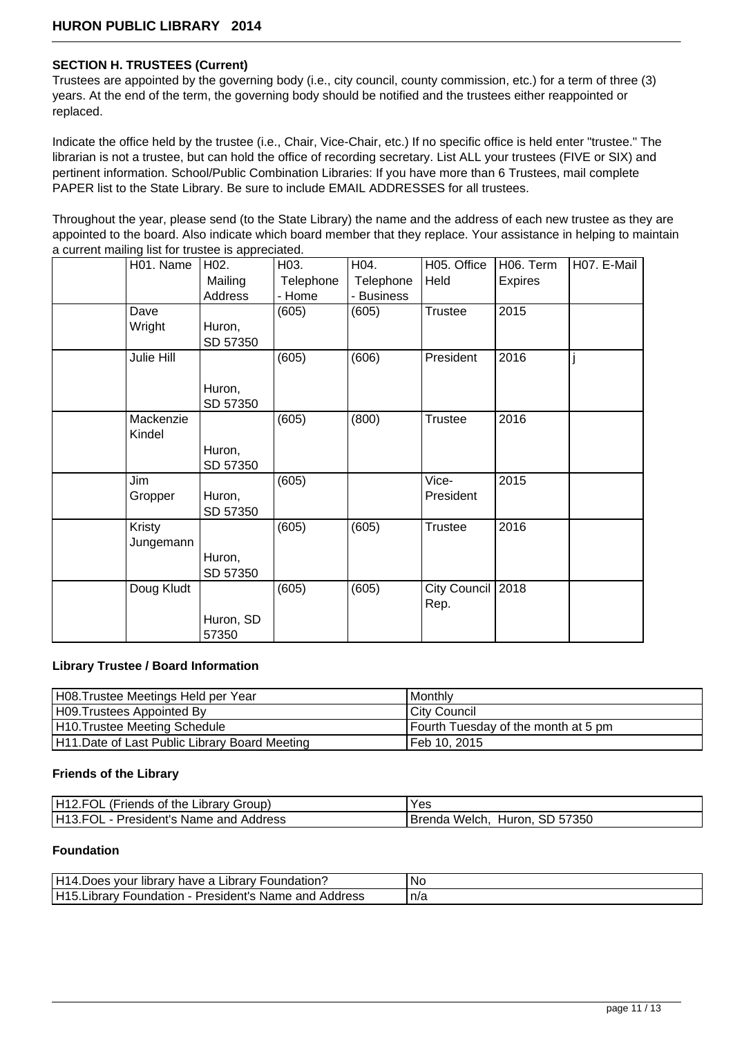### SECTION H. TRUSTEES (Current)

Trustees are appointed by the governing body (i.e., city council, county commission, etc.) for a term of three (3) years. At the end of the term, the governing body should be notified and the trustees either reappointed or replaced.

Indicate the office held by the trustee (i.e., Chair, Vice-Chair, etc.) If no specific office is held enter "trustee." The librarian is not a trustee, but can hold the office of recording secretary. List ALL your trustees (FIVE or SIX) and pertinent information. School/Public Combination Libraries: If you have more than 6 Trustees, mail complete PAPER list to the State Library. Be sure to include EMAIL ADDRESSES for all trustees.

Throughout the year, please send (to the State Library) the name and the address of each new trustee as they are appointed to the board. Also indicate which board member that they replace. Your assistance in helping to maintain a current mailing list for trustee is appreciated.

| | H01. Name | H02. Mailing Address | H03. Telephone - Home | H04. Telephone - Business | H05. Office Held | H06. Term Expires | H07. E-Mail |
|---|---|---|---|---|---|---|---|
| | Dave Wright | Huron, SD 57350 | (605) | (605) | Trustee | 2015 | |
| | Julie Hill | Huron, SD 57350 | (605) | (606) | President | 2016 | j |
| | Mackenzie Kindel | Huron, SD 57350 | (605) | (800) | Trustee | 2016 | |
| | Jim Gropper | Huron, SD 57350 | (605) | | Vice-President | 2015 | |
| | Kristy Jungemann | Huron, SD 57350 | (605) | (605) | Trustee | 2016 | |
| | Doug Kludt | Huron, SD 57350 | (605) | (605) | City Council Rep. | 2018 | |

#### Library Trustee / Board Information

| | |
|---|---|
| H08.Trustee Meetings Held per Year | Monthly |
| H09.Trustees Appointed By | City Council |
| H10.Trustee Meeting Schedule | Fourth Tuesday of the month at 5 pm |
| H11.Date of Last Public Library Board Meeting | Feb 10, 2015 |

#### Friends of the Library

| | |
|---|---|
| H12.FOL (Friends of the Library Group) | Yes |
| H13.FOL - President's Name and Address | Brenda Welch, Huron, SD 57350 |

#### Foundation

| | |
|---|---|
| H14.Does your library have a Library Foundation? | No |
| H15.Library Foundation - President's Name and Address | n/a |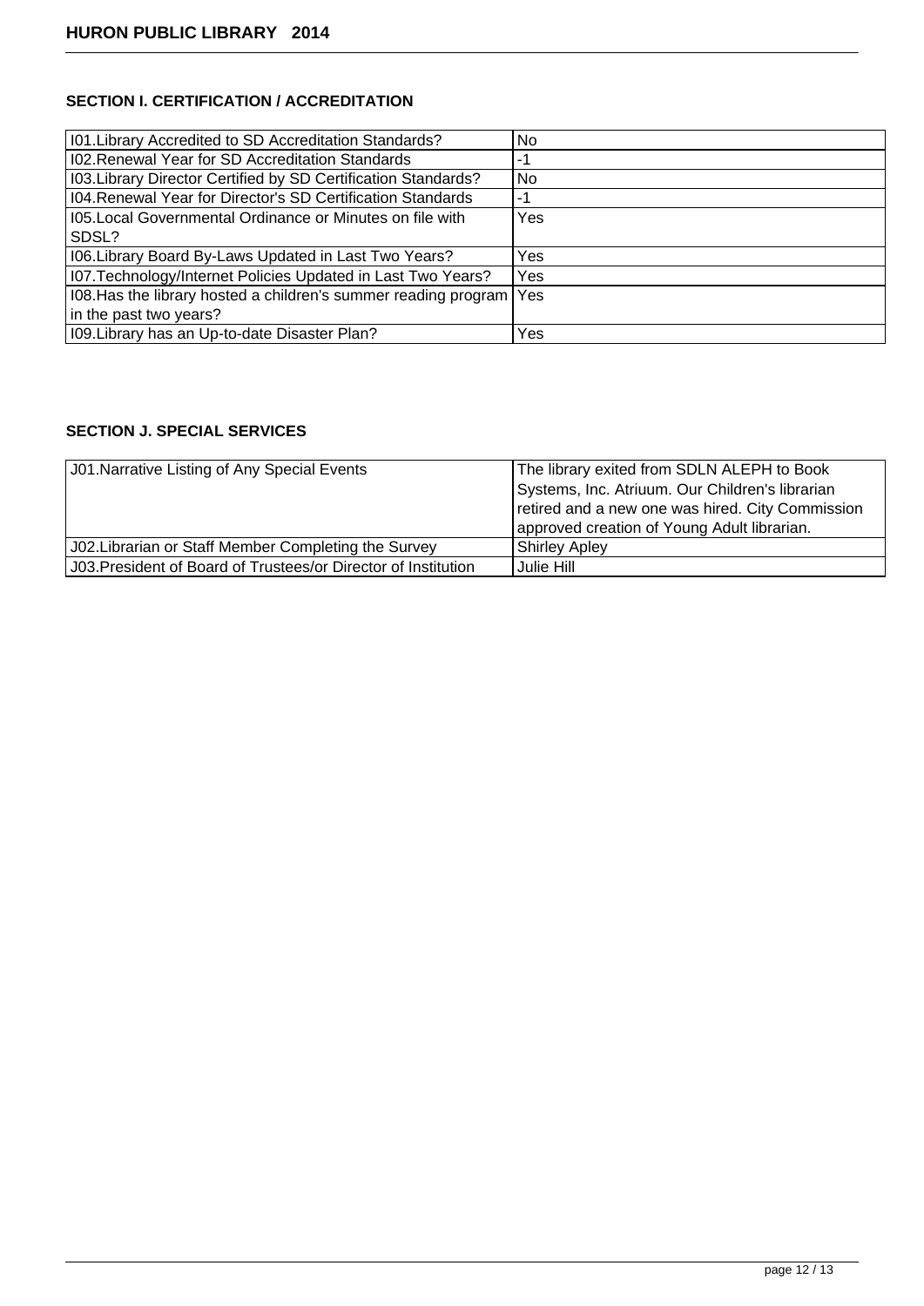## SECTION I. CERTIFICATION / ACCREDITATION

| | |
|---|---|
| I01.Library Accredited to SD Accreditation Standards? | No |
| I02.Renewal Year for SD Accreditation Standards | -1 |
| I03.Library Director Certified by SD Certification Standards? | No |
| I04.Renewal Year for Director's SD Certification Standards | -1 |
| I05.Local Governmental Ordinance or Minutes on file with SDSL? | Yes |
| I06.Library Board By-Laws Updated in Last Two Years? | Yes |
| I07.Technology/Internet Policies Updated in Last Two Years? | Yes |
| I08.Has the library hosted a children's summer reading program in the past two years? | Yes |
| I09.Library has an Up-to-date Disaster Plan? | Yes |

## SECTION J. SPECIAL SERVICES

| | |
|---|---|
| J01.Narrative Listing of Any Special Events | The library exited from SDLN ALEPH to Book Systems, Inc. Atriuum. Our Children's librarian retired and a new one was hired. City Commission approved creation of Young Adult librarian. |
| J02.Librarian or Staff Member Completing the Survey | Shirley Apley |
| J03.President of Board of Trustees/or Director of Institution | Julie Hill |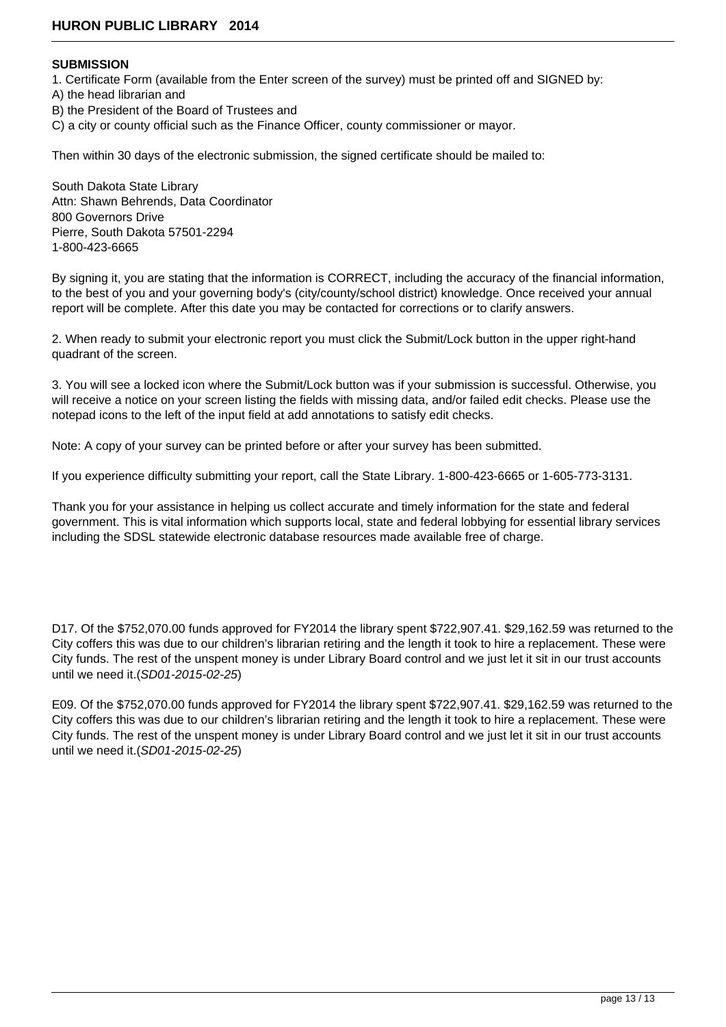**SUBMISSION**

1. Certificate Form (available from the Enter screen of the survey) must be printed off and SIGNED by:
A) the head librarian and
B) the President of the Board of Trustees and
C) a city or county official such as the Finance Officer, county commissioner or mayor.

Then within 30 days of the electronic submission, the signed certificate should be mailed to:

South Dakota State Library
Attn: Shawn Behrends, Data Coordinator
800 Governors Drive
Pierre, South Dakota 57501-2294
1-800-423-6665

By signing it, you are stating that the information is CORRECT, including the accuracy of the financial information, to the best of you and your governing body's (city/county/school district) knowledge. Once received your annual report will be complete. After this date you may be contacted for corrections or to clarify answers.

2. When ready to submit your electronic report you must click the Submit/Lock button in the upper right-hand quadrant of the screen.

3. You will see a locked icon where the Submit/Lock button was if your submission is successful. Otherwise, you will receive a notice on your screen listing the fields with missing data, and/or failed edit checks. Please use the notepad icons to the left of the input field at add annotations to satisfy edit checks.

Note: A copy of your survey can be printed before or after your survey has been submitted.

If you experience difficulty submitting your report, call the State Library. 1-800-423-6665 or 1-605-773-3131.

Thank you for your assistance in helping us collect accurate and timely information for the state and federal government. This is vital information which supports local, state and federal lobbying for essential library services including the SDSL statewide electronic database resources made available free of charge.

D17. Of the $752,070.00 funds approved for FY2014 the library spent $722,907.41. $29,162.59 was returned to the City coffers this was due to our children's librarian retiring and the length it took to hire a replacement. These were City funds. The rest of the unspent money is under Library Board control and we just let it sit in our trust accounts until we need it.(*SD01-2015-02-25*)

E09. Of the $752,070.00 funds approved for FY2014 the library spent $722,907.41. $29,162.59 was returned to the City coffers this was due to our children's librarian retiring and the length it took to hire a replacement. These were City funds. The rest of the unspent money is under Library Board control and we just let it sit in our trust accounts until we need it.(*SD01-2015-02-25*)